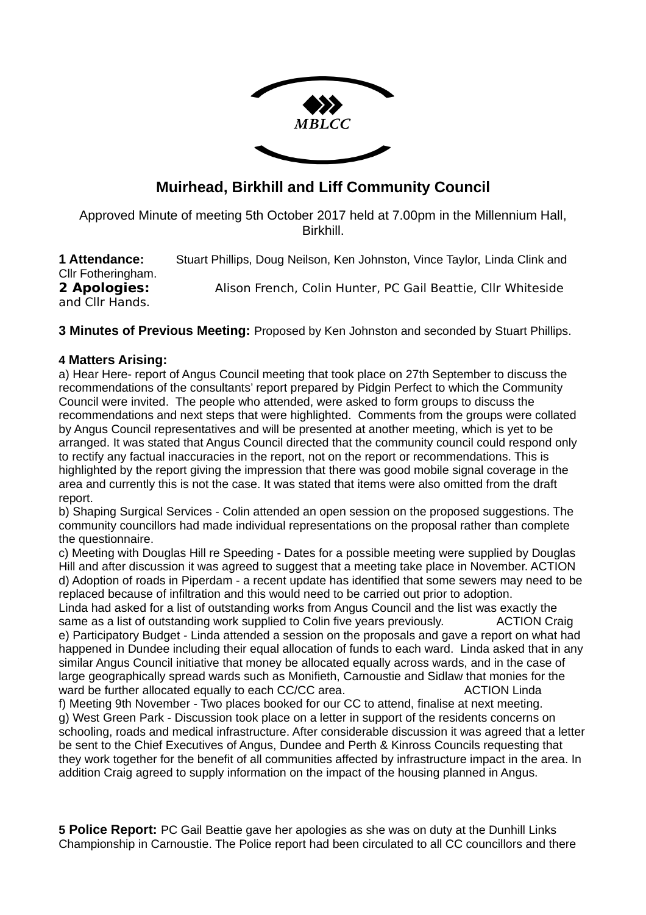MBLCC

# Muirhead, Birkhill and Liff Community Council

Approved Minute of meeting 5th October 2017 held at 7.00pm in the Millennium Hall, Birkhill.

**1 Attendance:** Stuart Phillips, Doug Neilson, Ken Johnston, Vince Taylor, Linda Clink and Cllr Fotheringham.

**2 Apologies:** Alison French, Colin Hunter, PC Gail Beattie, Cllr Whiteside and Cllr Hands.

**3 Minutes of Previous Meeting:** Proposed by Ken Johnston and seconded by Stuart Phillips.

**4 Matters Arising:**

a) Hear Here- report of Angus Council meeting that took place on 27th September to discuss the recommendations of the consultants' report prepared by Pidgin Perfect to which the Community Council were invited. The people who attended, were asked to form groups to discuss the recommendations and next steps that were highlighted. Comments from the groups were collated by Angus Council representatives and will be presented at another meeting, which is yet to be arranged. It was stated that Angus Council directed that the community council could respond only to rectify any factual inaccuracies in the report, not on the report or recommendations. This is highlighted by the report giving the impression that there was good mobile signal coverage in the area and currently this is not the case. It was stated that items were also omitted from the draft report.

b) Shaping Surgical Services - Colin attended an open session on the proposed suggestions. The community councillors had made individual representations on the proposal rather than complete the questionnaire.

c) Meeting with Douglas Hill re Speeding - Dates for a possible meeting were supplied by Douglas Hill and after discussion it was agreed to suggest that a meeting take place in November. ACTION

d) Adoption of roads in Piperdam - a recent update has identified that some sewers may need to be replaced because of infiltration and this would need to be carried out prior to adoption.
Linda had asked for a list of outstanding works from Angus Council and the list was exactly the same as a list of outstanding work supplied to Colin five years previously. ACTION Craig

e) Participatory Budget - Linda attended a session on the proposals and gave a report on what had happened in Dundee including their equal allocation of funds to each ward. Linda asked that in any similar Angus Council initiative that money be allocated equally across wards, and in the case of large geographically spread wards such as Monifieth, Carnoustie and Sidlaw that monies for the ward be further allocated equally to each CC/CC area. ACTION Linda

f) Meeting 9th November - Two places booked for our CC to attend, finalise at next meeting.

g) West Green Park - Discussion took place on a letter in support of the residents concerns on schooling, roads and medical infrastructure. After considerable discussion it was agreed that a letter be sent to the Chief Executives of Angus, Dundee and Perth & Kinross Councils requesting that they work together for the benefit of all communities affected by infrastructure impact in the area. In addition Craig agreed to supply information on the impact of the housing planned in Angus.

**5 Police Report:** PC Gail Beattie gave her apologies as she was on duty at the Dunhill Links Championship in Carnoustie. The Police report had been circulated to all CC councillors and there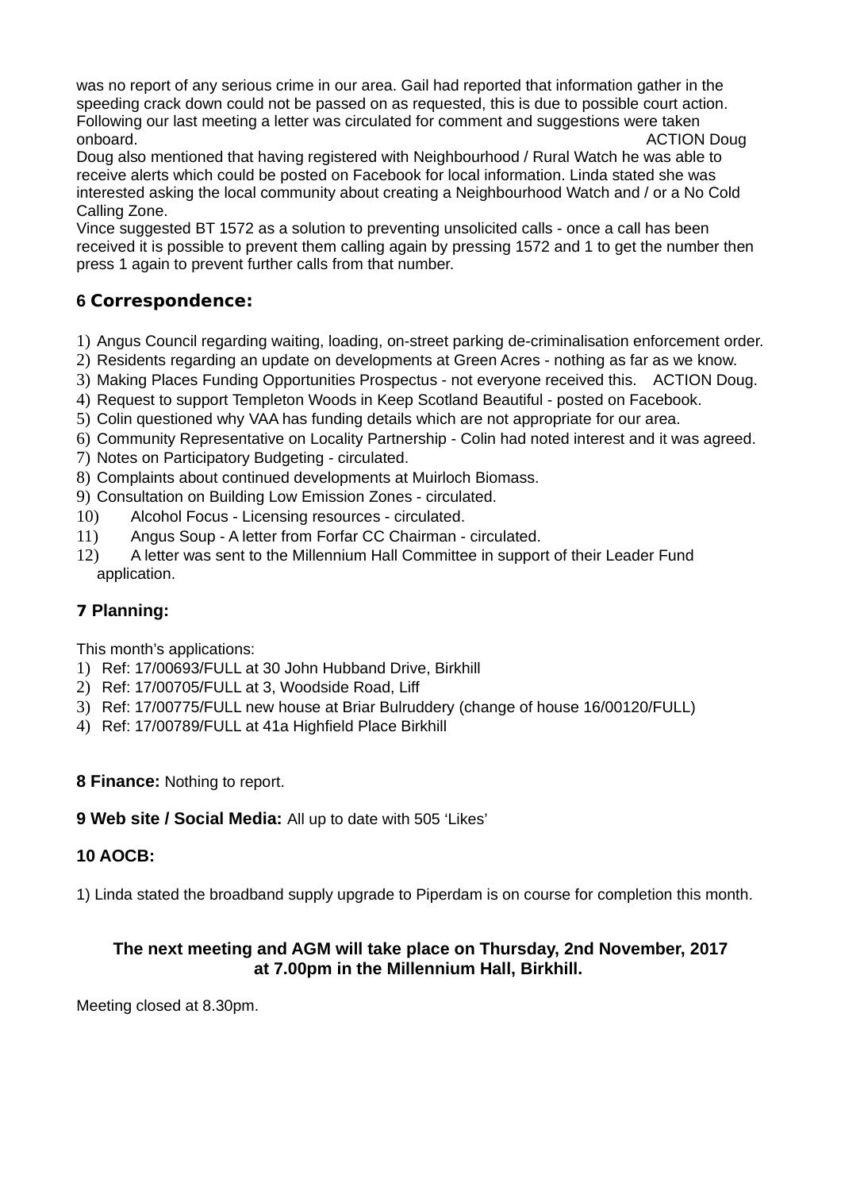was no report of any serious crime in our area. Gail had reported that information gather in the speeding crack down could not be passed on as requested, this is due to possible court action. Following our last meeting a letter was circulated for comment and suggestions were taken onboard. ACTION Doug

Doug also mentioned that having registered with Neighbourhood / Rural Watch he was able to receive alerts which could be posted on Facebook for local information. Linda stated she was interested asking the local community about creating a Neighbourhood Watch and / or a No Cold Calling Zone.

Vince suggested BT 1572 as a solution to preventing unsolicited calls - once a call has been received it is possible to prevent them calling again by pressing 1572 and 1 to get the number then press 1 again to prevent further calls from that number.

### 6 Correspondence:

1) Angus Council regarding waiting, loading, on-street parking de-criminalisation enforcement order.
2) Residents regarding an update on developments at Green Acres - nothing as far as we know.
3) Making Places Funding Opportunities Prospectus - not everyone received this. ACTION Doug.
4) Request to support Templeton Woods in Keep Scotland Beautiful - posted on Facebook.
5) Colin questioned why VAA has funding details which are not appropriate for our area.
6) Community Representative on Locality Partnership - Colin had noted interest and it was agreed.
7) Notes on Participatory Budgeting - circulated.
8) Complaints about continued developments at Muirloch Biomass.
9) Consultation on Building Low Emission Zones - circulated.
10) Alcohol Focus - Licensing resources - circulated.
11) Angus Soup - A letter from Forfar CC Chairman - circulated.
12) A letter was sent to the Millennium Hall Committee in support of their Leader Fund application.

### 7 Planning:

This month's applications:

1) Ref: 17/00693/FULL at 30 John Hubband Drive, Birkhill
2) Ref: 17/00705/FULL at 3, Woodside Road, Liff
3) Ref: 17/00775/FULL new house at Briar Bulruddery (change of house 16/00120/FULL)
4) Ref: 17/00789/FULL at 41a Highfield Place Birkhill

**8 Finance:** Nothing to report.

**9 Web site / Social Media:** All up to date with 505 'Likes'

### 10 AOCB:

1) Linda stated the broadband supply upgrade to Piperdam is on course for completion this month.

**The next meeting and AGM will take place on Thursday, 2nd November, 2017 at 7.00pm in the Millennium Hall, Birkhill.**

Meeting closed at 8.30pm.